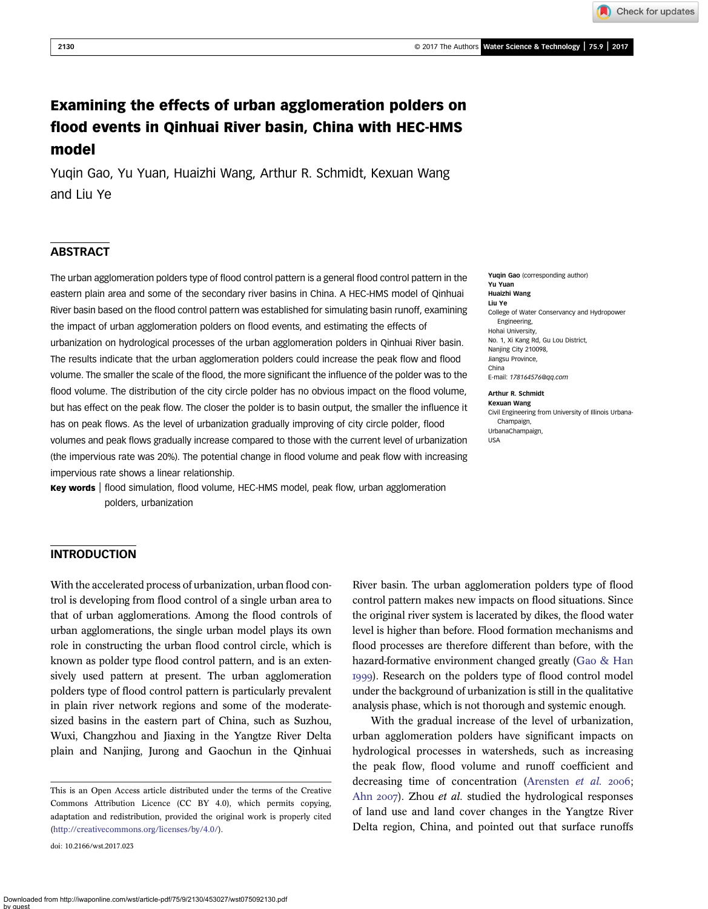# Examining the effects of urban agglomeration polders on flood events in Qinhuai River basin, China with HEC-HMS model

Yuqin Gao, Yu Yuan, Huaizhi Wang, Arthur R. Schmidt, Kexuan Wang and Liu Ye

## ABSTRACT

The urban agglomeration polders type of flood control pattern is a general flood control pattern in the eastern plain area and some of the secondary river basins in China. A HEC-HMS model of Qinhuai River basin based on the flood control pattern was established for simulating basin runoff, examining the impact of urban agglomeration polders on flood events, and estimating the effects of urbanization on hydrological processes of the urban agglomeration polders in Qinhuai River basin. The results indicate that the urban agglomeration polders could increase the peak flow and flood volume. The smaller the scale of the flood, the more significant the influence of the polder was to the flood volume. The distribution of the city circle polder has no obvious impact on the flood volume, but has effect on the peak flow. The closer the polder is to basin output, the smaller the influence it has on peak flows. As the level of urbanization gradually improving of city circle polder, flood volumes and peak flows gradually increase compared to those with the current level of urbanization (the impervious rate was 20%). The potential change in flood volume and peak flow with increasing impervious rate shows a linear relationship.

**Key words** | flood simulation, flood volume, HEC-HMS model, peak flow, urban agglomeration polders, urbanization

**Yuqin Gao** (corresponding author)
**Yu Yuan**
**Huaizhi Wang**
**Liu Ye**
College of Water Conservancy and Hydropower Engineering,
Hohai University,
No. 1, Xi Kang Rd, Gu Lou District,
Nanjing City 210098,
Jiangsu Province,
China
E-mail: *178164576@qq.com*

**Arthur R. Schmidt**
**Kexuan Wang**
Civil Engineering from University of Illinois Urbana-Champaign,
UrbanaChampaign,
USA

## INTRODUCTION

With the accelerated process of urbanization, urban flood control is developing from flood control of a single urban area to that of urban agglomerations. Among the flood controls of urban agglomerations, the single urban model plays its own role in constructing the urban flood control circle, which is known as polder type flood control pattern, and is an extensively used pattern at present. The urban agglomeration polders type of flood control pattern is particularly prevalent in plain river network regions and some of the moderate-sized basins in the eastern part of China, such as Suzhou, Wuxi, Changzhou and Jiaxing in the Yangtze River Delta plain and Nanjing, Jurong and Gaochun in the Qinhuai River basin. The urban agglomeration polders type of flood control pattern makes new impacts on flood situations. Since the original river system is lacerated by dikes, the flood water level is higher than before. Flood formation mechanisms and flood processes are therefore different than before, with the hazard-formative environment changed greatly (Gao & Han 1999). Research on the polders type of flood control model under the background of urbanization is still in the qualitative analysis phase, which is not thorough and systemic enough.

With the gradual increase of the level of urbanization, urban agglomeration polders have significant impacts on hydrological processes in watersheds, such as increasing the peak flow, flood volume and runoff coefficient and decreasing time of concentration (Arensten *et al.* 2006; Ahn 2007). Zhou *et al.* studied the hydrological responses of land use and land cover changes in the Yangtze River Delta region, China, and pointed out that surface runoffs

This is an Open Access article distributed under the terms of the Creative Commons Attribution Licence (CC BY 4.0), which permits copying, adaptation and redistribution, provided the original work is properly cited (http://creativecommons.org/licenses/by/4.0/).

doi: 10.2166/wst.2017.023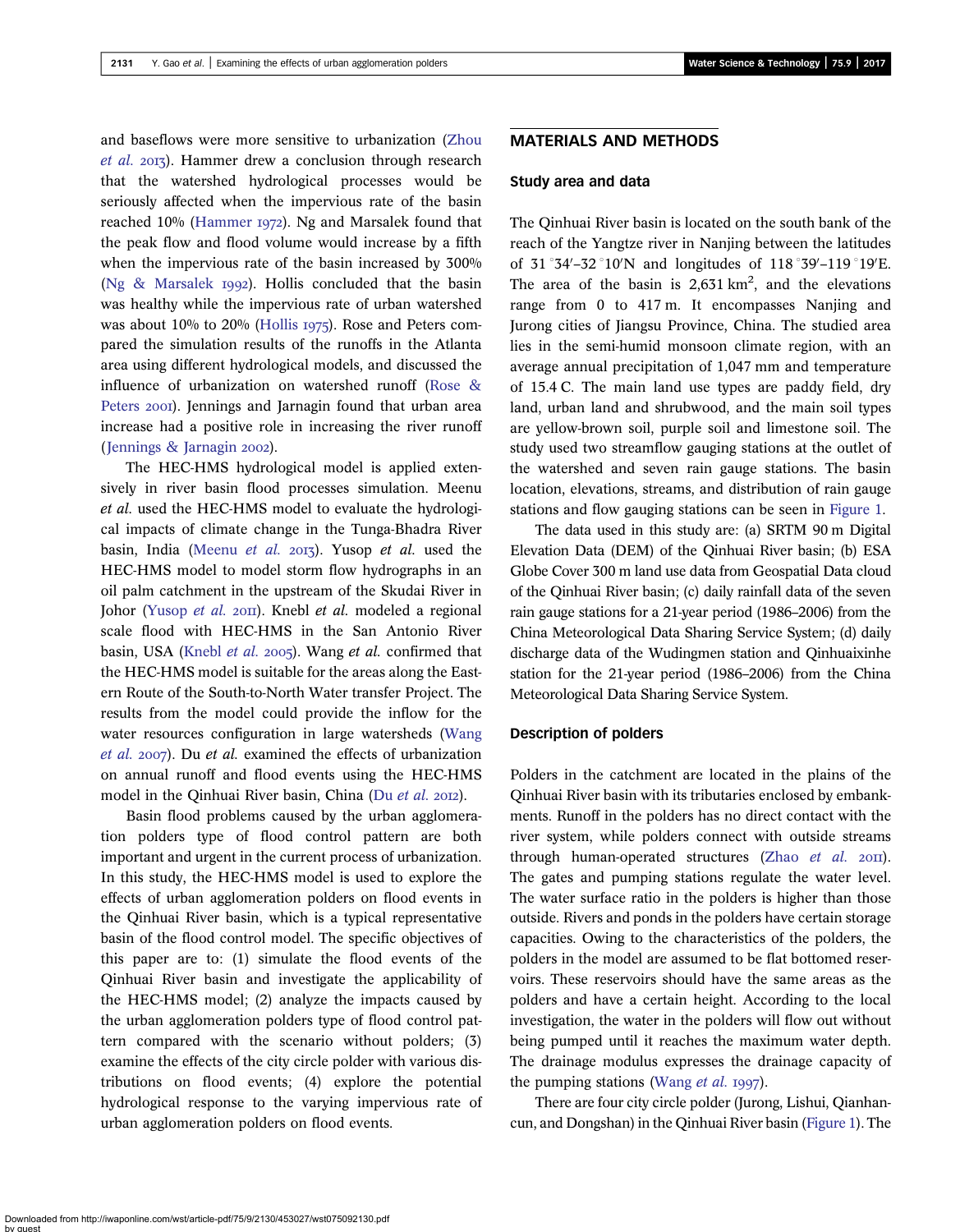and baseflows were more sensitive to urbanization (Zhou *et al.* 2013). Hammer drew a conclusion through research that the watershed hydrological processes would be seriously affected when the impervious rate of the basin reached 10% (Hammer 1972). Ng and Marsalek found that the peak flow and flood volume would increase by a fifth when the impervious rate of the basin increased by 300% (Ng & Marsalek 1992). Hollis concluded that the basin was healthy while the impervious rate of urban watershed was about 10% to 20% (Hollis 1975). Rose and Peters compared the simulation results of the runoffs in the Atlanta area using different hydrological models, and discussed the influence of urbanization on watershed runoff (Rose & Peters 2001). Jennings and Jarnagin found that urban area increase had a positive role in increasing the river runoff (Jennings & Jarnagin 2002).

The HEC-HMS hydrological model is applied extensively in river basin flood processes simulation. Meenu *et al.* used the HEC-HMS model to evaluate the hydrological impacts of climate change in the Tunga-Bhadra River basin, India (Meenu *et al.* 2013). Yusop *et al.* used the HEC-HMS model to model storm flow hydrographs in an oil palm catchment in the upstream of the Skudai River in Johor (Yusop *et al.* 2011). Knebl *et al.* modeled a regional scale flood with HEC-HMS in the San Antonio River basin, USA (Knebl *et al.* 2005). Wang *et al.* confirmed that the HEC-HMS model is suitable for the areas along the Eastern Route of the South-to-North Water transfer Project. The results from the model could provide the inflow for the water resources configuration in large watersheds (Wang *et al.* 2007). Du *et al.* examined the effects of urbanization on annual runoff and flood events using the HEC-HMS model in the Qinhuai River basin, China (Du *et al.* 2012).

Basin flood problems caused by the urban agglomeration polders type of flood control pattern are both important and urgent in the current process of urbanization. In this study, the HEC-HMS model is used to explore the effects of urban agglomeration polders on flood events in the Qinhuai River basin, which is a typical representative basin of the flood control model. The specific objectives of this paper are to: (1) simulate the flood events of the Qinhuai River basin and investigate the applicability of the HEC-HMS model; (2) analyze the impacts caused by the urban agglomeration polders type of flood control pattern compared with the scenario without polders; (3) examine the effects of the city circle polder with various distributions on flood events; (4) explore the potential hydrological response to the varying impervious rate of urban agglomeration polders on flood events.

## MATERIALS AND METHODS

### Study area and data

The Qinhuai River basin is located on the south bank of the reach of the Yangtze river in Nanjing between the latitudes of 31°34′–32°10′N and longitudes of 118°39′–119°19′E. The area of the basin is 2,631 km$^2$, and the elevations range from 0 to 417 m. It encompasses Nanjing and Jurong cities of Jiangsu Province, China. The studied area lies in the semi-humid monsoon climate region, with an average annual precipitation of 1,047 mm and temperature of 15.4 C. The main land use types are paddy field, dry land, urban land and shrubwood, and the main soil types are yellow-brown soil, purple soil and limestone soil. The study used two streamflow gauging stations at the outlet of the watershed and seven rain gauge stations. The basin location, elevations, streams, and distribution of rain gauge stations and flow gauging stations can be seen in Figure 1.

The data used in this study are: (a) SRTM 90 m Digital Elevation Data (DEM) of the Qinhuai River basin; (b) ESA Globe Cover 300 m land use data from Geospatial Data cloud of the Qinhuai River basin; (c) daily rainfall data of the seven rain gauge stations for a 21-year period (1986–2006) from the China Meteorological Data Sharing Service System; (d) daily discharge data of the Wudingmen station and Qinhuaixinhe station for the 21-year period (1986–2006) from the China Meteorological Data Sharing Service System.

### Description of polders

Polders in the catchment are located in the plains of the Qinhuai River basin with its tributaries enclosed by embankments. Runoff in the polders has no direct contact with the river system, while polders connect with outside streams through human-operated structures (Zhao *et al.* 2011). The gates and pumping stations regulate the water level. The water surface ratio in the polders is higher than those outside. Rivers and ponds in the polders have certain storage capacities. Owing to the characteristics of the polders, the polders in the model are assumed to be flat bottomed reservoirs. These reservoirs should have the same areas as the polders and have a certain height. According to the local investigation, the water in the polders will flow out without being pumped until it reaches the maximum water depth. The drainage modulus expresses the drainage capacity of the pumping stations (Wang *et al.* 1997).

There are four city circle polder (Jurong, Lishui, Qianhancun, and Dongshan) in the Qinhuai River basin (Figure 1). The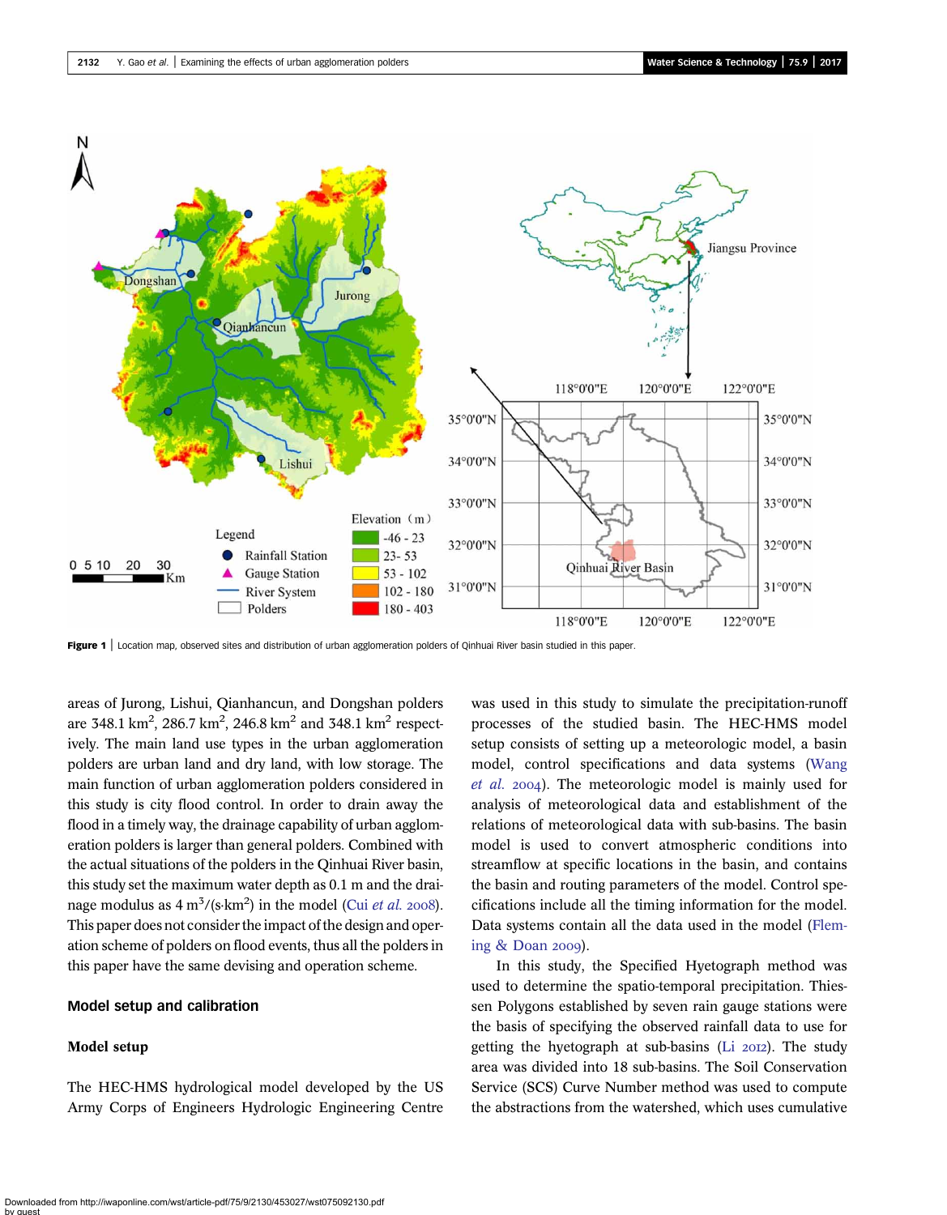Figure 1 | Location map, observed sites and distribution of urban agglomeration polders of Qinhuai River basin studied in this paper.

areas of Jurong, Lishui, Qianhancun, and Dongshan polders are 348.1 $km^2$, 286.7 $km^2$, 246.8 $km^2$ and 348.1 $km^2$ respectively. The main land use types in the urban agglomeration polders are urban land and dry land, with low storage. The main function of urban agglomeration polders considered in this study is city flood control. In order to drain away the flood in a timely way, the drainage capability of urban agglomeration polders is larger than general polders. Combined with the actual situations of the polders in the Qinhuai River basin, this study set the maximum water depth as 0.1 m and the drainage modulus as 4 $m^3/(s{\cdot}km^2)$ in the model (Cui *et al.* 2008). This paper does not consider the impact of the design and operation scheme of polders on flood events, thus all the polders in this paper have the same devising and operation scheme.

## Model setup and calibration

### Model setup

The HEC-HMS hydrological model developed by the US Army Corps of Engineers Hydrologic Engineering Centre was used in this study to simulate the precipitation-runoff processes of the studied basin. The HEC-HMS model setup consists of setting up a meteorologic model, a basin model, control specifications and data systems (Wang *et al.* 2004). The meteorologic model is mainly used for analysis of meteorological data and establishment of the relations of meteorological data with sub-basins. The basin model is used to convert atmospheric conditions into streamflow at specific locations in the basin, and contains the basin and routing parameters of the model. Control specifications include all the timing information for the model. Data systems contain all the data used in the model (Fleming & Doan 2009).

In this study, the Specified Hyetograph method was used to determine the spatio-temporal precipitation. Thiessen Polygons established by seven rain gauge stations were the basis of specifying the observed rainfall data to use for getting the hyetograph at sub-basins (Li 2012). The study area was divided into 18 sub-basins. The Soil Conservation Service (SCS) Curve Number method was used to compute the abstractions from the watershed, which uses cumulative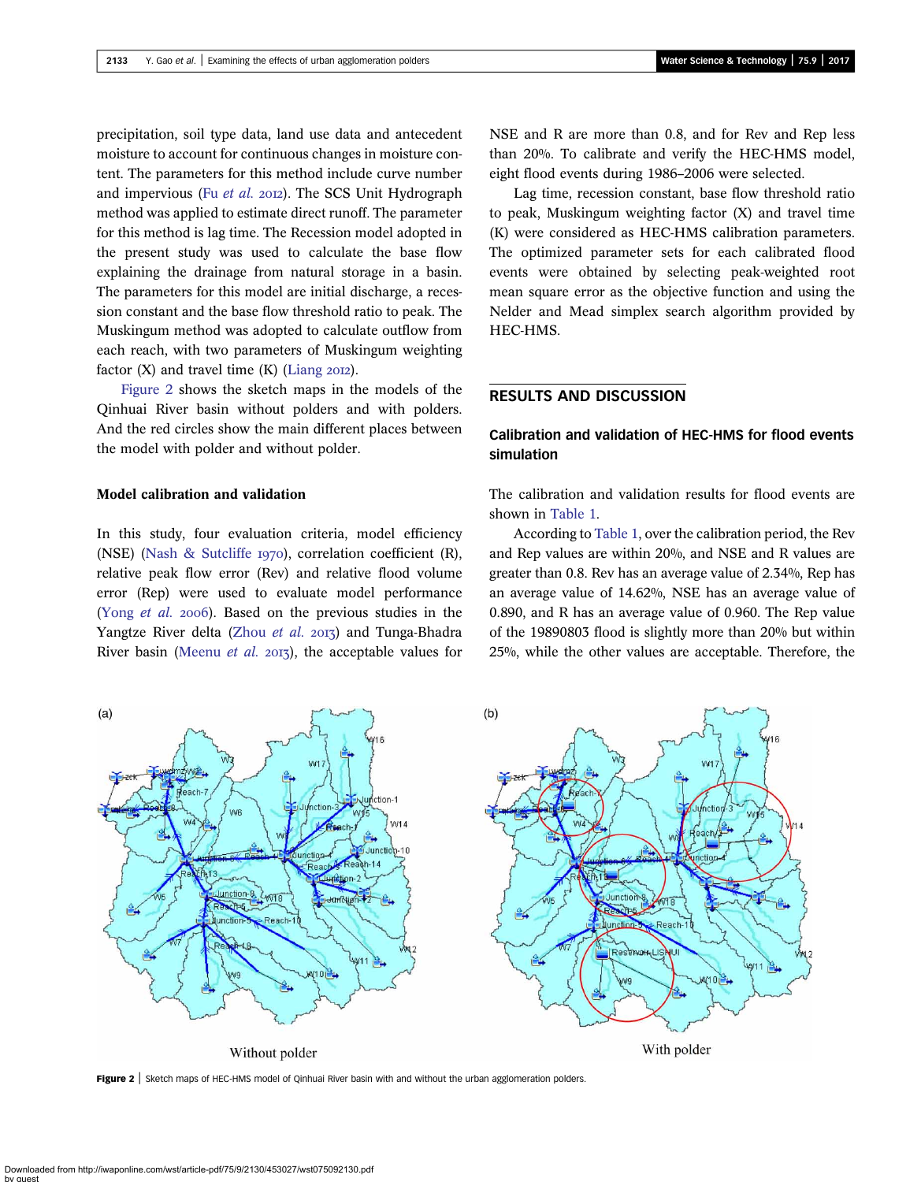precipitation, soil type data, land use data and antecedent moisture to account for continuous changes in moisture content. The parameters for this method include curve number and impervious (Fu *et al.* 2012). The SCS Unit Hydrograph method was applied to estimate direct runoff. The parameter for this method is lag time. The Recession model adopted in the present study was used to calculate the base flow explaining the drainage from natural storage in a basin. The parameters for this model are initial discharge, a recession constant and the base flow threshold ratio to peak. The Muskingum method was adopted to calculate outflow from each reach, with two parameters of Muskingum weighting factor (X) and travel time (K) (Liang 2012).

Figure 2 shows the sketch maps in the models of the Qinhuai River basin without polders and with polders. And the red circles show the main different places between the model with polder and without polder.

### Model calibration and validation

In this study, four evaluation criteria, model efficiency (NSE) (Nash & Sutcliffe 1970), correlation coefficient (R), relative peak flow error (Rev) and relative flood volume error (Rep) were used to evaluate model performance (Yong *et al.* 2006). Based on the previous studies in the Yangtze River delta (Zhou *et al.* 2013) and Tunga-Bhadra River basin (Meenu *et al.* 2013), the acceptable values for NSE and R are more than 0.8, and for Rev and Rep less than 20%. To calibrate and verify the HEC-HMS model, eight flood events during 1986–2006 were selected.

Lag time, recession constant, base flow threshold ratio to peak, Muskingum weighting factor (X) and travel time (K) were considered as HEC-HMS calibration parameters. The optimized parameter sets for each calibrated flood events were obtained by selecting peak-weighted root mean square error as the objective function and using the Nelder and Mead simplex search algorithm provided by HEC-HMS.

## RESULTS AND DISCUSSION

### Calibration and validation of HEC-HMS for flood events simulation

The calibration and validation results for flood events are shown in Table 1.

According to Table 1, over the calibration period, the Rev and Rep values are within 20%, and NSE and R values are greater than 0.8. Rev has an average value of 2.34%, Rep has an average value of 14.62%, NSE has an average value of 0.890, and R has an average value of 0.960. The Rep value of the 19890803 flood is slightly more than 20% but within 25%, while the other values are acceptable. Therefore, the

**Figure 2** | Sketch maps of HEC-HMS model of Qinhuai River basin with and without the urban agglomeration polders.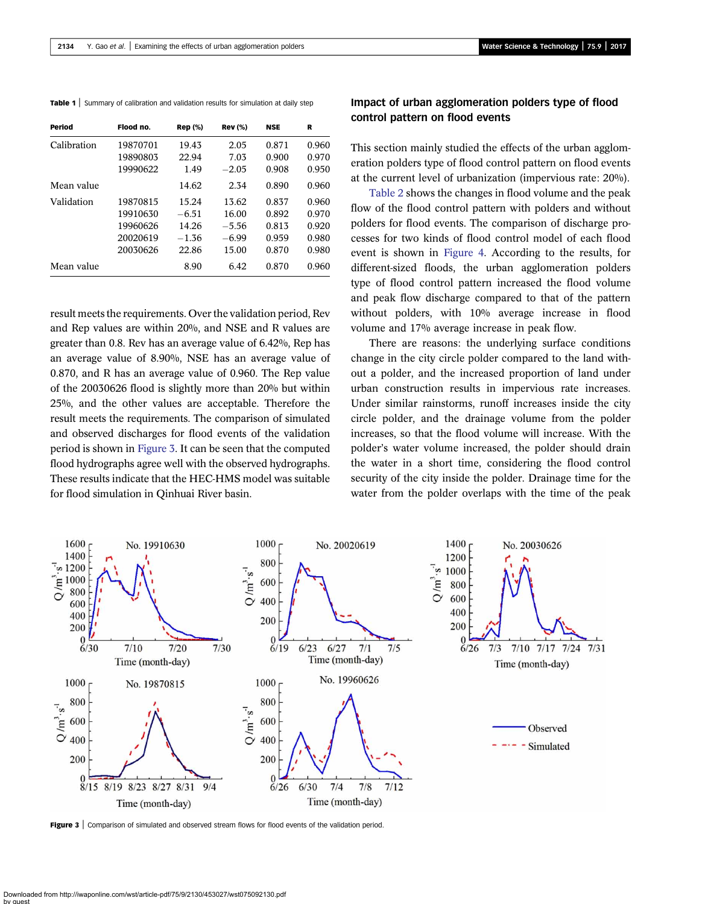**Table 1** | Summary of calibration and validation results for simulation at daily step

| Period | Flood no. | Rep (%) | Rev (%) | NSE | R |
|---|---|---|---|---|---|
| Calibration | 19870701 | 19.43 | 2.05 | 0.871 | 0.960 |
| | 19890803 | 22.94 | 7.03 | 0.900 | 0.970 |
| | 19990622 | 1.49 | −2.05 | 0.908 | 0.950 |
| Mean value | | 14.62 | 2.34 | 0.890 | 0.960 |
| Validation | 19870815 | 15.24 | 13.62 | 0.837 | 0.960 |
| | 19910630 | −6.51 | 16.00 | 0.892 | 0.970 |
| | 19960626 | 14.26 | −5.56 | 0.813 | 0.920 |
| | 20020619 | −1.36 | −6.99 | 0.959 | 0.980 |
| | 20030626 | 22.86 | 15.00 | 0.870 | 0.980 |
| Mean value | | 8.90 | 6.42 | 0.870 | 0.960 |

result meets the requirements. Over the validation period, Rev and Rep values are within 20%, and NSE and R values are greater than 0.8. Rev has an average value of 6.42%, Rep has an average value of 8.90%, NSE has an average value of 0.870, and R has an average value of 0.960. The Rep value of the 20030626 flood is slightly more than 20% but within 25%, and the other values are acceptable. Therefore the result meets the requirements. The comparison of simulated and observed discharges for flood events of the validation period is shown in Figure 3. It can be seen that the computed flood hydrographs agree well with the observed hydrographs. These results indicate that the HEC-HMS model was suitable for flood simulation in Qinhuai River basin.

## Impact of urban agglomeration polders type of flood control pattern on flood events

This section mainly studied the effects of the urban agglomeration polders type of flood control pattern on flood events at the current level of urbanization (impervious rate: 20%).

Table 2 shows the changes in flood volume and the peak flow of the flood control pattern with polders and without polders for flood events. The comparison of discharge processes for two kinds of flood control model of each flood event is shown in Figure 4. According to the results, for different-sized floods, the urban agglomeration polders type of flood control pattern increased the flood volume and peak flow discharge compared to that of the pattern without polders, with 10% average increase in flood volume and 17% average increase in peak flow.

There are reasons: the underlying surface conditions change in the city circle polder compared to the land without a polder, and the increased proportion of land under urban construction results in impervious rate increases. Under similar rainstorms, runoff increases inside the city circle polder, and the drainage volume from the polder increases, so that the flood volume will increase. With the polder's water volume increased, the polder should drain the water in a short time, considering the flood control security of the city inside the polder. Drainage time for the water from the polder overlaps with the time of the peak

**Figure 3** | Comparison of simulated and observed stream flows for flood events of the validation period.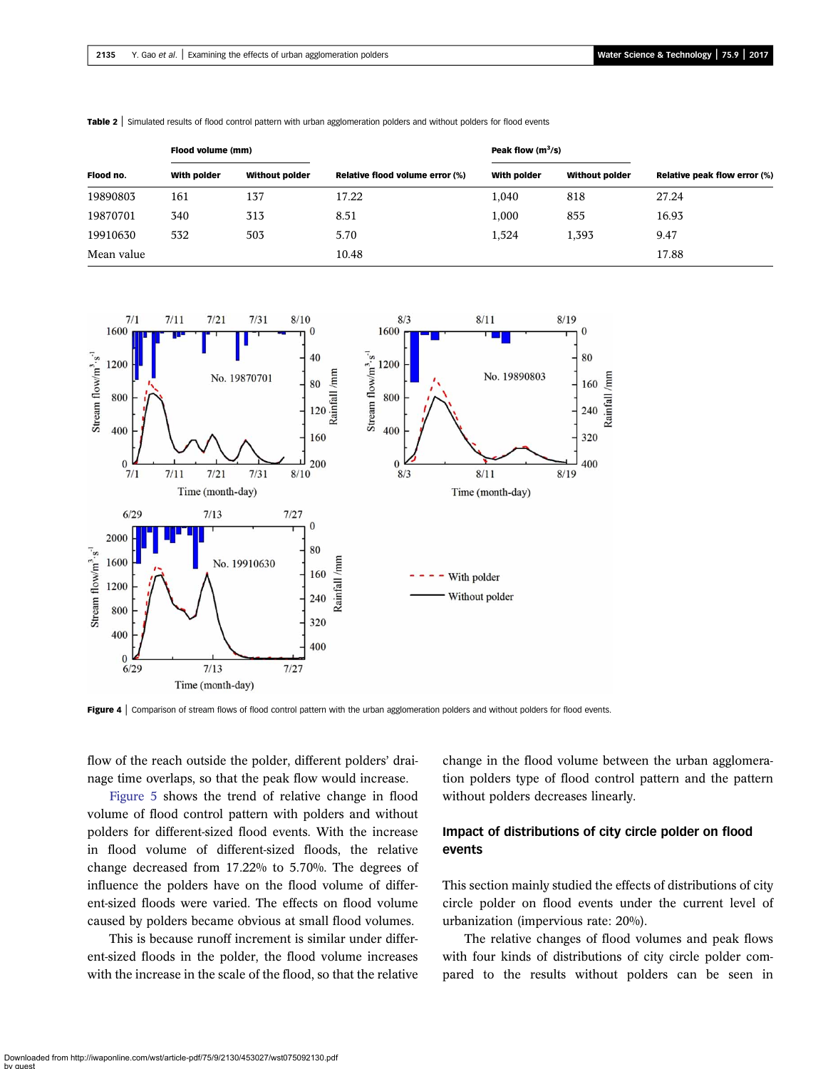**Table 2** | Simulated results of flood control pattern with urban agglomeration polders and without polders for flood events

| | Flood volume (mm) | | | Peak flow (m$^3$/s) | | |
|---|---|---|---|---|---|---|
| Flood no. | With polder | Without polder | Relative flood volume error (%) | With polder | Without polder | Relative peak flow error (%) |
| 19890803 | 161 | 137 | 17.22 | 1,040 | 818 | 27.24 |
| 19870701 | 340 | 313 | 8.51 | 1,000 | 855 | 16.93 |
| 19910630 | 532 | 503 | 5.70 | 1,524 | 1,393 | 9.47 |
| Mean value | | | 10.48 | | | 17.88 |

**Figure 4** | Comparison of stream flows of flood control pattern with the urban agglomeration polders and without polders for flood events.

flow of the reach outside the polder, different polders' drainage time overlaps, so that the peak flow would increase.

Figure 5 shows the trend of relative change in flood volume of flood control pattern with polders and without polders for different-sized flood events. With the increase in flood volume of different-sized floods, the relative change decreased from 17.22% to 5.70%. The degrees of influence the polders have on the flood volume of different-sized floods were varied. The effects on flood volume caused by polders became obvious at small flood volumes.

This is because runoff increment is similar under different-sized floods in the polder, the flood volume increases with the increase in the scale of the flood, so that the relative change in the flood volume between the urban agglomeration polders type of flood control pattern and the pattern without polders decreases linearly.

### Impact of distributions of city circle polder on flood events

This section mainly studied the effects of distributions of city circle polder on flood events under the current level of urbanization (impervious rate: 20%).

The relative changes of flood volumes and peak flows with four kinds of distributions of city circle polder compared to the results without polders can be seen in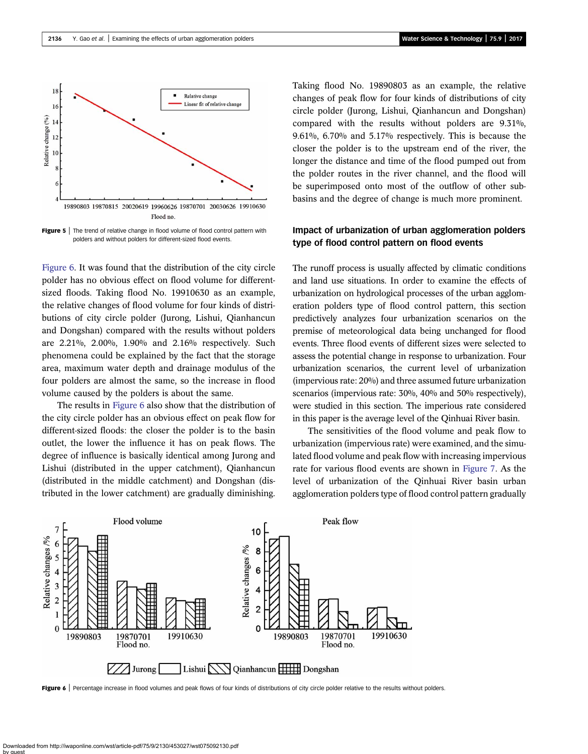Figure 5 | The trend of relative change in flood volume of flood control pattern with polders and without polders for different-sized flood events.

Figure 6. It was found that the distribution of the city circle polder has no obvious effect on flood volume for different-sized floods. Taking flood No. 19910630 as an example, the relative changes of flood volume for four kinds of distributions of city circle polder (Jurong, Lishui, Qianhancun and Dongshan) compared with the results without polders are 2.21%, 2.00%, 1.90% and 2.16% respectively. Such phenomena could be explained by the fact that the storage area, maximum water depth and drainage modulus of the four polders are almost the same, so the increase in flood volume caused by the polders is about the same.

The results in Figure 6 also show that the distribution of the city circle polder has an obvious effect on peak flow for different-sized floods: the closer the polder is to the basin outlet, the lower the influence it has on peak flows. The degree of influence is basically identical among Jurong and Lishui (distributed in the upper catchment), Qianhancun (distributed in the middle catchment) and Dongshan (distributed in the lower catchment) are gradually diminishing. Taking flood No. 19890803 as an example, the relative changes of peak flow for four kinds of distributions of city circle polder (Jurong, Lishui, Qianhancun and Dongshan) compared with the results without polders are 9.31%, 9.61%, 6.70% and 5.17% respectively. This is because the closer the polder is to the upstream end of the river, the longer the distance and time of the flood pumped out from the polder routes in the river channel, and the flood will be superimposed onto most of the outflow of other sub-basins and the degree of change is much more prominent.

## Impact of urbanization of urban agglomeration polders type of flood control pattern on flood events

The runoff process is usually affected by climatic conditions and land use situations. In order to examine the effects of urbanization on hydrological processes of the urban agglomeration polders type of flood control pattern, this section predictively analyzes four urbanization scenarios on the premise of meteorological data being unchanged for flood events. Three flood events of different sizes were selected to assess the potential change in response to urbanization. Four urbanization scenarios, the current level of urbanization (impervious rate: 20%) and three assumed future urbanization scenarios (impervious rate: 30%, 40% and 50% respectively), were studied in this section. The imperious rate considered in this paper is the average level of the Qinhuai River basin.

The sensitivities of the flood volume and peak flow to urbanization (impervious rate) were examined, and the simulated flood volume and peak flow with increasing impervious rate for various flood events are shown in Figure 7. As the level of urbanization of the Qinhuai River basin urban agglomeration polders type of flood control pattern gradually

Figure 6 | Percentage increase in flood volumes and peak flows of four kinds of distributions of city circle polder relative to the results without polders.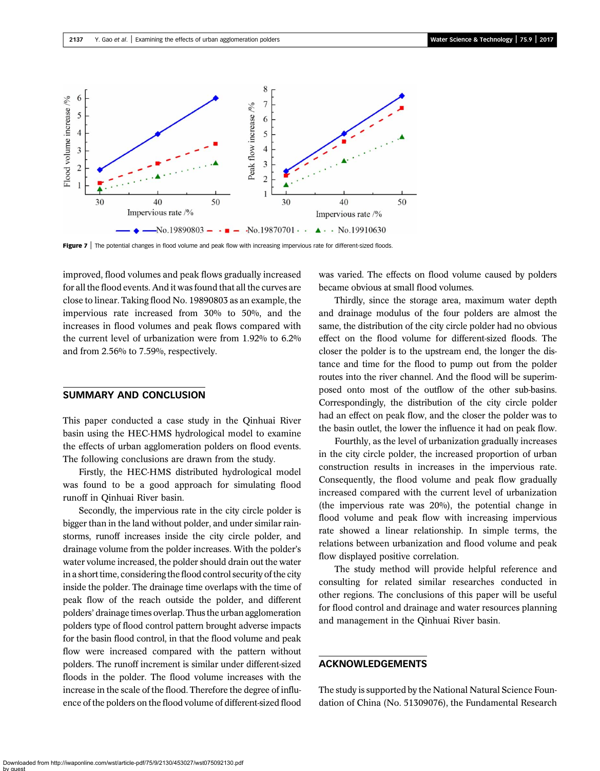Figure 7 | The potential changes in flood volume and peak flow with increasing impervious rate for different-sized floods.

improved, flood volumes and peak flows gradually increased for all the flood events. And it was found that all the curves are close to linear. Taking flood No. 19890803 as an example, the impervious rate increased from 30% to 50%, and the increases in flood volumes and peak flows compared with the current level of urbanization were from 1.92% to 6.2% and from 2.56% to 7.59%, respectively.

## SUMMARY AND CONCLUSION

This paper conducted a case study in the Qinhuai River basin using the HEC-HMS hydrological model to examine the effects of urban agglomeration polders on flood events. The following conclusions are drawn from the study.

Firstly, the HEC-HMS distributed hydrological model was found to be a good approach for simulating flood runoff in Qinhuai River basin.

Secondly, the impervious rate in the city circle polder is bigger than in the land without polder, and under similar rainstorms, runoff increases inside the city circle polder, and drainage volume from the polder increases. With the polder's water volume increased, the polder should drain out the water in a short time, considering the flood control security of the city inside the polder. The drainage time overlaps with the time of peak flow of the reach outside the polder, and different polders' drainage times overlap. Thus the urban agglomeration polders type of flood control pattern brought adverse impacts for the basin flood control, in that the flood volume and peak flow were increased compared with the pattern without polders. The runoff increment is similar under different-sized floods in the polder. The flood volume increases with the increase in the scale of the flood. Therefore the degree of influence of the polders on the flood volume of different-sized flood was varied. The effects on flood volume caused by polders became obvious at small flood volumes.

Thirdly, since the storage area, maximum water depth and drainage modulus of the four polders are almost the same, the distribution of the city circle polder had no obvious effect on the flood volume for different-sized floods. The closer the polder is to the upstream end, the longer the distance and time for the flood to pump out from the polder routes into the river channel. And the flood will be superimposed onto most of the outflow of the other sub-basins. Correspondingly, the distribution of the city circle polder had an effect on peak flow, and the closer the polder was to the basin outlet, the lower the influence it had on peak flow.

Fourthly, as the level of urbanization gradually increases in the city circle polder, the increased proportion of urban construction results in increases in the impervious rate. Consequently, the flood volume and peak flow gradually increased compared with the current level of urbanization (the impervious rate was 20%), the potential change in flood volume and peak flow with increasing impervious rate showed a linear relationship. In simple terms, the relations between urbanization and flood volume and peak flow displayed positive correlation.

The study method will provide helpful reference and consulting for related similar researches conducted in other regions. The conclusions of this paper will be useful for flood control and drainage and water resources planning and management in the Qinhuai River basin.

## ACKNOWLEDGEMENTS

The study is supported by the National Natural Science Foundation of China (No. 51309076), the Fundamental Research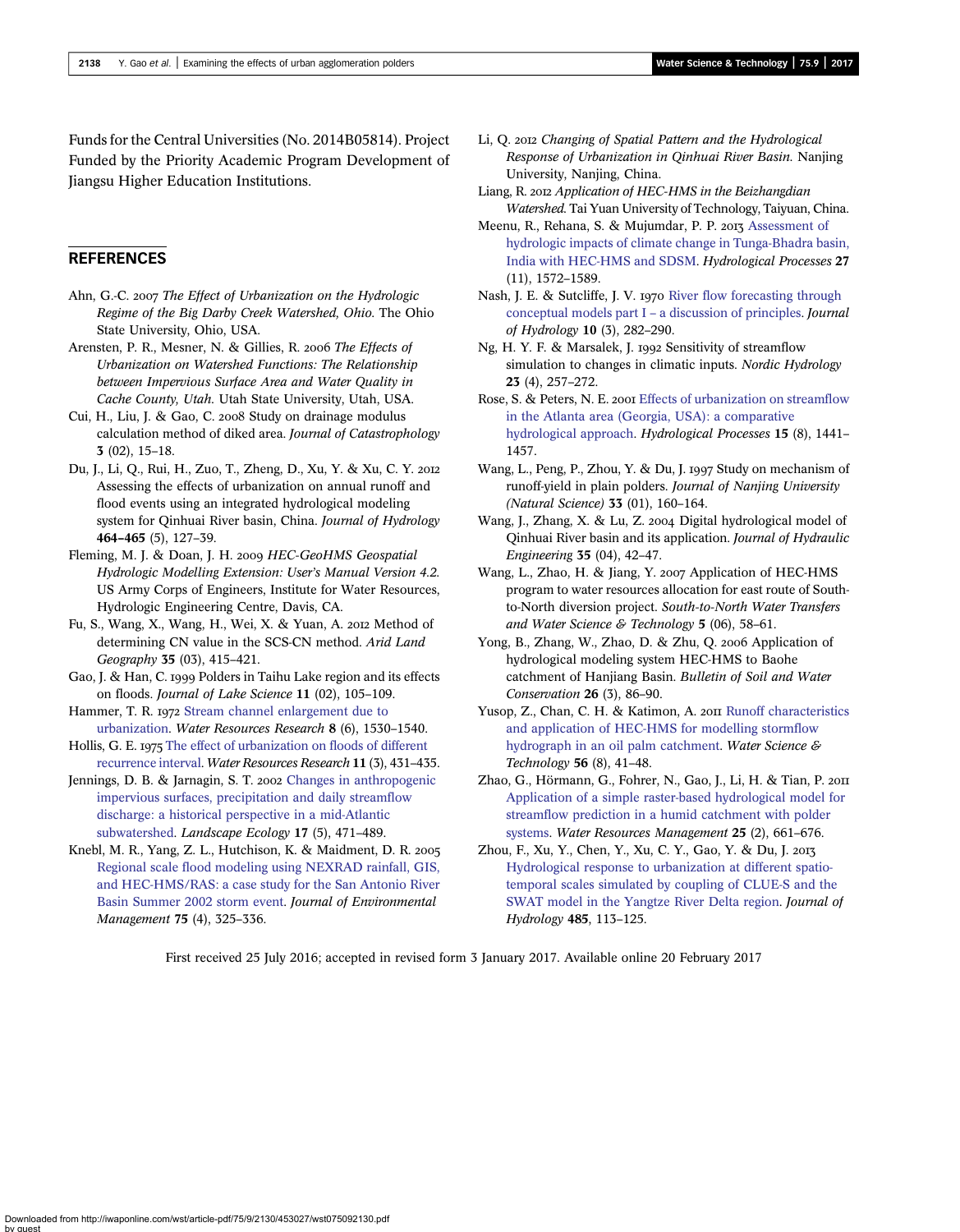Funds for the Central Universities (No. 2014B05814). Project Funded by the Priority Academic Program Development of Jiangsu Higher Education Institutions.

## REFERENCES

Ahn, G.-C. 2007 *The Effect of Urbanization on the Hydrologic Regime of the Big Darby Creek Watershed, Ohio*. The Ohio State University, Ohio, USA.

Arensten, P. R., Mesner, N. & Gillies, R. 2006 *The Effects of Urbanization on Watershed Functions: The Relationship between Impervious Surface Area and Water Quality in Cache County, Utah*. Utah State University, Utah, USA.

Cui, H., Liu, J. & Gao, C. 2008 Study on drainage modulus calculation method of diked area. *Journal of Catastrophology* **3** (02), 15–18.

Du, J., Li, Q., Rui, H., Zuo, T., Zheng, D., Xu, Y. & Xu, C. Y. 2012 Assessing the effects of urbanization on annual runoff and flood events using an integrated hydrological modeling system for Qinhuai River basin, China. *Journal of Hydrology* **464–465** (5), 127–39.

Fleming, M. J. & Doan, J. H. 2009 *HEC-GeoHMS Geospatial Hydrologic Modelling Extension: User's Manual Version 4.2*. US Army Corps of Engineers, Institute for Water Resources, Hydrologic Engineering Centre, Davis, CA.

Fu, S., Wang, X., Wang, H., Wei, X. & Yuan, A. 2012 Method of determining CN value in the SCS-CN method. *Arid Land Geography* **35** (03), 415–421.

Gao, J. & Han, C. 1999 Polders in Taihu Lake region and its effects on floods. *Journal of Lake Science* **11** (02), 105–109.

Hammer, T. R. 1972 Stream channel enlargement due to urbanization. *Water Resources Research* **8** (6), 1530–1540.

Hollis, G. E. 1975 The effect of urbanization on floods of different recurrence interval. *Water Resources Research* **11** (3), 431–435.

Jennings, D. B. & Jarnagin, S. T. 2002 Changes in anthropogenic impervious surfaces, precipitation and daily streamflow discharge: a historical perspective in a mid-Atlantic subwatershed. *Landscape Ecology* **17** (5), 471–489.

Knebl, M. R., Yang, Z. L., Hutchison, K. & Maidment, D. R. 2005 Regional scale flood modeling using NEXRAD rainfall, GIS, and HEC-HMS/RAS: a case study for the San Antonio River Basin Summer 2002 storm event. *Journal of Environmental Management* **75** (4), 325–336.

Li, Q. 2012 *Changing of Spatial Pattern and the Hydrological Response of Urbanization in Qinhuai River Basin*. Nanjing University, Nanjing, China.

Liang, R. 2012 *Application of HEC-HMS in the Beizhangdian Watershed*. Tai Yuan University of Technology, Taiyuan, China.

Meenu, R., Rehana, S. & Mujumdar, P. P. 2013 Assessment of hydrologic impacts of climate change in Tunga-Bhadra basin, India with HEC-HMS and SDSM. *Hydrological Processes* **27** (11), 1572–1589.

Nash, J. E. & Sutcliffe, J. V. 1970 River flow forecasting through conceptual models part I – a discussion of principles. *Journal of Hydrology* **10** (3), 282–290.

Ng, H. Y. F. & Marsalek, J. 1992 Sensitivity of streamflow simulation to changes in climatic inputs. *Nordic Hydrology* **23** (4), 257–272.

Rose, S. & Peters, N. E. 2001 Effects of urbanization on streamflow in the Atlanta area (Georgia, USA): a comparative hydrological approach. *Hydrological Processes* **15** (8), 1441–1457.

Wang, L., Peng, P., Zhou, Y. & Du, J. 1997 Study on mechanism of runoff-yield in plain polders. *Journal of Nanjing University (Natural Science)* **33** (01), 160–164.

Wang, J., Zhang, X. & Lu, Z. 2004 Digital hydrological model of Qinhuai River basin and its application. *Journal of Hydraulic Engineering* **35** (04), 42–47.

Wang, L., Zhao, H. & Jiang, Y. 2007 Application of HEC-HMS program to water resources allocation for east route of South-to-North diversion project. *South-to-North Water Transfers and Water Science & Technology* **5** (06), 58–61.

Yong, B., Zhang, W., Zhao, D. & Zhu, Q. 2006 Application of hydrological modeling system HEC-HMS to Baohe catchment of Hanjiang Basin. *Bulletin of Soil and Water Conservation* **26** (3), 86–90.

Yusop, Z., Chan, C. H. & Katimon, A. 2011 Runoff characteristics and application of HEC-HMS for modelling stormflow hydrograph in an oil palm catchment. *Water Science & Technology* **56** (8), 41–48.

Zhao, G., Hörmann, G., Fohrer, N., Gao, J., Li, H. & Tian, P. 2011 Application of a simple raster-based hydrological model for streamflow prediction in a humid catchment with polder systems. *Water Resources Management* **25** (2), 661–676.

Zhou, F., Xu, Y., Chen, Y., Xu, C. Y., Gao, Y. & Du, J. 2013 Hydrological response to urbanization at different spatio-temporal scales simulated by coupling of CLUE-S and the SWAT model in the Yangtze River Delta region. *Journal of Hydrology* **485**, 113–125.

First received 25 July 2016; accepted in revised form 3 January 2017. Available online 20 February 2017